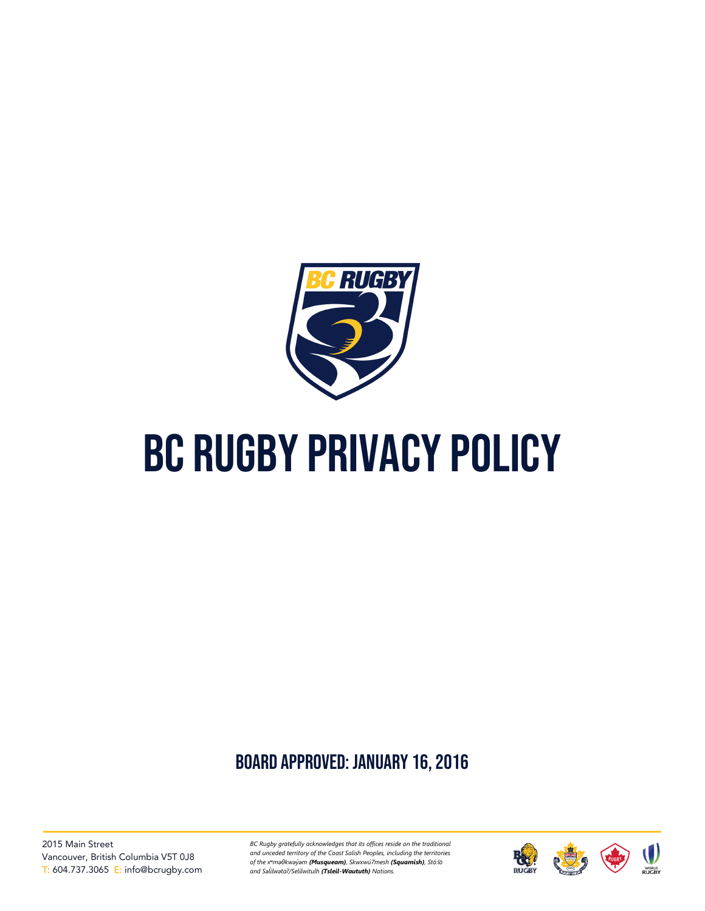# BC RUGBY PRIVACY POLICY

## BOARD APPROVED: JANUARY 16, 2016

2015 Main Street
Vancouver, British Columbia V5T 0J8
T: 604.737.3065 E: info@bcrugby.com

*BC Rugby gratefully acknowledges that its offices reside on the traditional and unceded territory of the Coast Salish Peoples, including the territories of the xʷməθkʷəy̓əm **(Musqueam)**, Skwxwú7mesh **(Squamish)**, Stó:lō and Səl̓ílwətaʔ/Selilwitulh **(Tsleil-Waututh)** Nations.*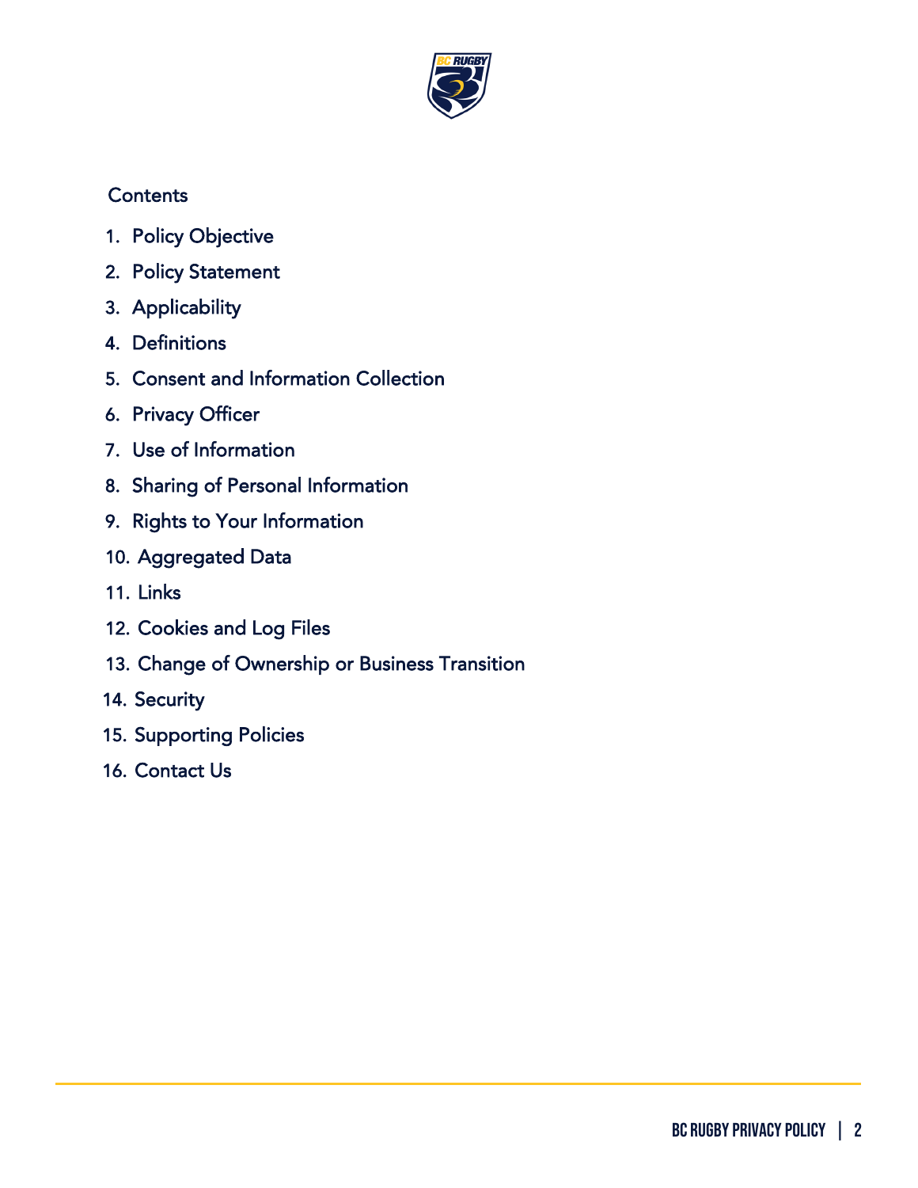## Contents

1. Policy Objective
2. Policy Statement
3. Applicability
4. Definitions
5. Consent and Information Collection
6. Privacy Officer
7. Use of Information
8. Sharing of Personal Information
9. Rights to Your Information
10. Aggregated Data
11. Links
12. Cookies and Log Files
13. Change of Ownership or Business Transition
14. Security
15. Supporting Policies
16. Contact Us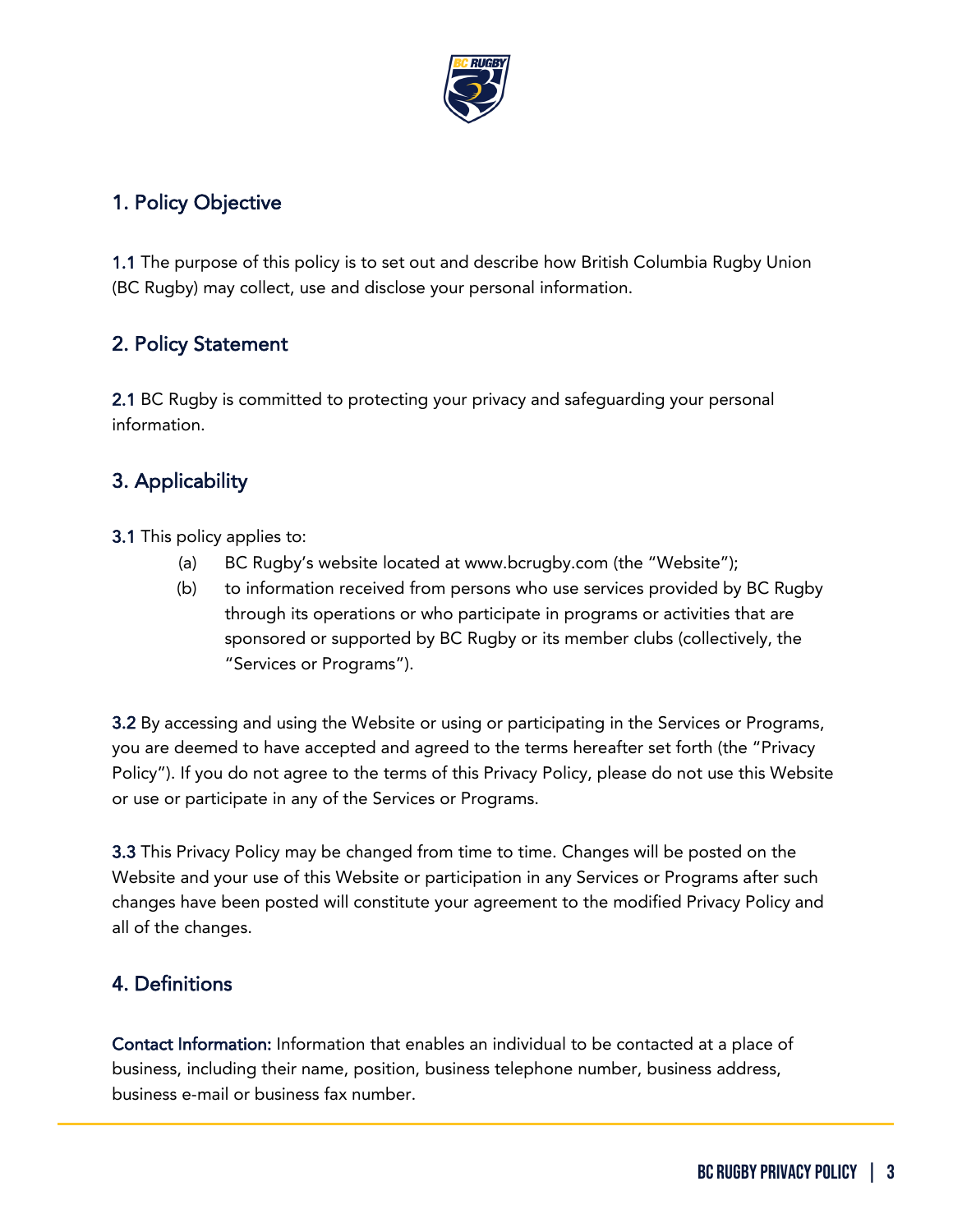## 1. Policy Objective

**1.1** The purpose of this policy is to set out and describe how British Columbia Rugby Union (BC Rugby) may collect, use and disclose your personal information.

## 2. Policy Statement

**2.1** BC Rugby is committed to protecting your privacy and safeguarding your personal information.

## 3. Applicability

**3.1** This policy applies to:

(a) BC Rugby's website located at www.bcrugby.com (the "Website");

(b) to information received from persons who use services provided by BC Rugby through its operations or who participate in programs or activities that are sponsored or supported by BC Rugby or its member clubs (collectively, the "Services or Programs").

**3.2** By accessing and using the Website or using or participating in the Services or Programs, you are deemed to have accepted and agreed to the terms hereafter set forth (the "Privacy Policy"). If you do not agree to the terms of this Privacy Policy, please do not use this Website or use or participate in any of the Services or Programs.

**3.3** This Privacy Policy may be changed from time to time. Changes will be posted on the Website and your use of this Website or participation in any Services or Programs after such changes have been posted will constitute your agreement to the modified Privacy Policy and all of the changes.

## 4. Definitions

**Contact Information:** Information that enables an individual to be contacted at a place of business, including their name, position, business telephone number, business address, business e-mail or business fax number.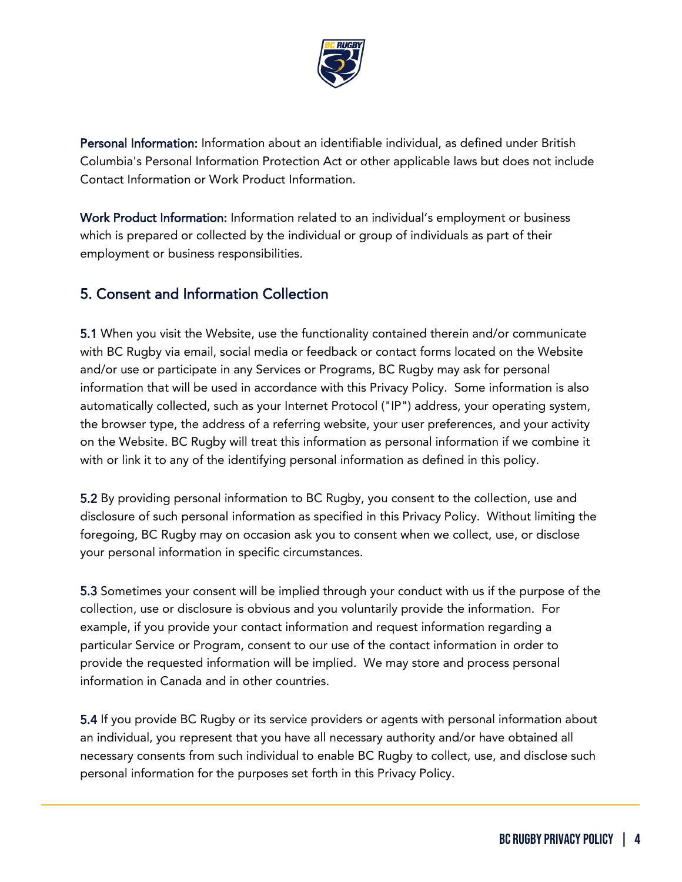**Personal Information:** Information about an identifiable individual, as defined under British Columbia's Personal Information Protection Act or other applicable laws but does not include Contact Information or Work Product Information.

**Work Product Information:** Information related to an individual's employment or business which is prepared or collected by the individual or group of individuals as part of their employment or business responsibilities.

## 5. Consent and Information Collection

**5.1** When you visit the Website, use the functionality contained therein and/or communicate with BC Rugby via email, social media or feedback or contact forms located on the Website and/or use or participate in any Services or Programs, BC Rugby may ask for personal information that will be used in accordance with this Privacy Policy. Some information is also automatically collected, such as your Internet Protocol ("IP") address, your operating system, the browser type, the address of a referring website, your user preferences, and your activity on the Website. BC Rugby will treat this information as personal information if we combine it with or link it to any of the identifying personal information as defined in this policy.

**5.2** By providing personal information to BC Rugby, you consent to the collection, use and disclosure of such personal information as specified in this Privacy Policy. Without limiting the foregoing, BC Rugby may on occasion ask you to consent when we collect, use, or disclose your personal information in specific circumstances.

**5.3** Sometimes your consent will be implied through your conduct with us if the purpose of the collection, use or disclosure is obvious and you voluntarily provide the information. For example, if you provide your contact information and request information regarding a particular Service or Program, consent to our use of the contact information in order to provide the requested information will be implied. We may store and process personal information in Canada and in other countries.

**5.4** If you provide BC Rugby or its service providers or agents with personal information about an individual, you represent that you have all necessary authority and/or have obtained all necessary consents from such individual to enable BC Rugby to collect, use, and disclose such personal information for the purposes set forth in this Privacy Policy.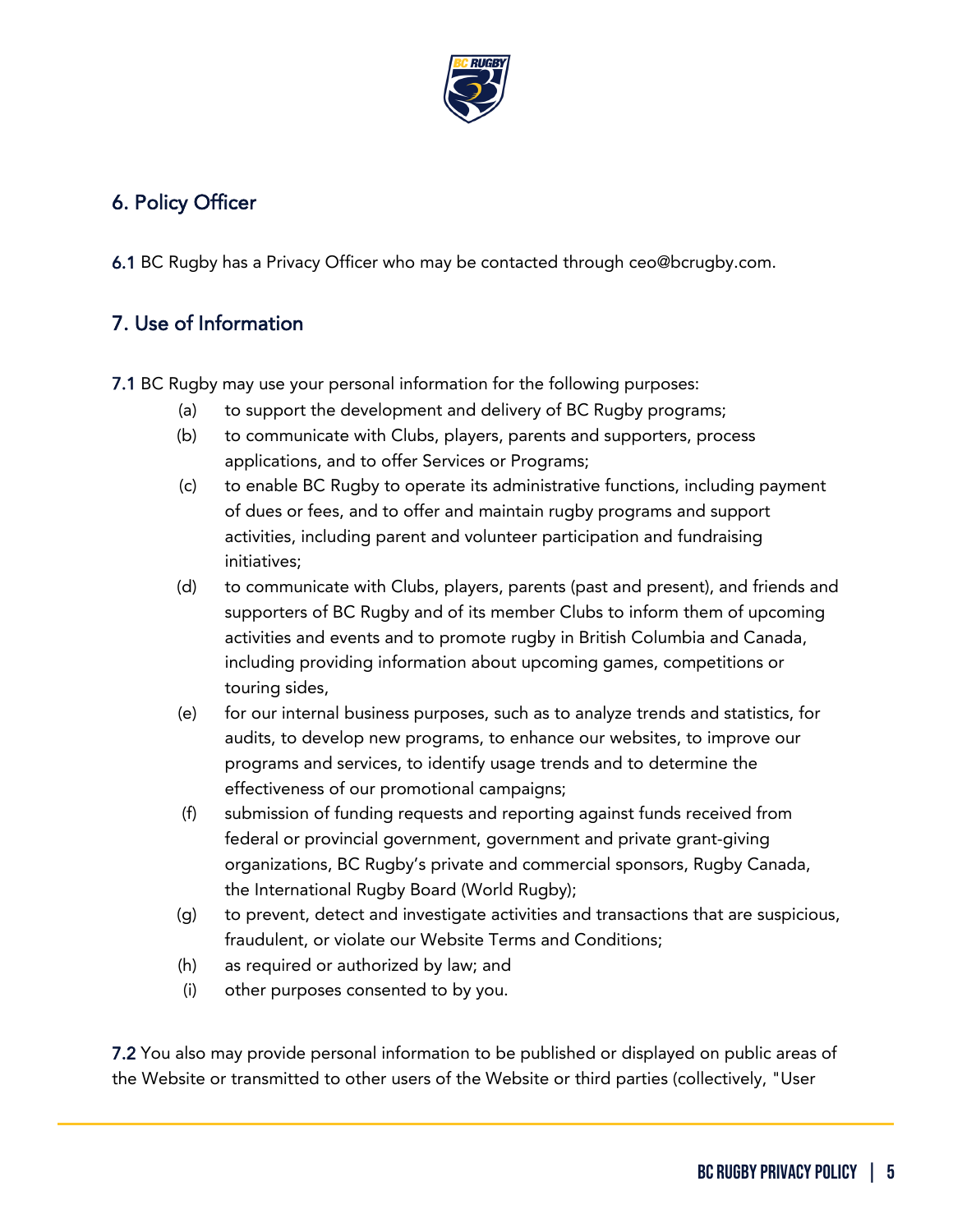## 6. Policy Officer

**6.1** BC Rugby has a Privacy Officer who may be contacted through ceo@bcrugby.com.

## 7. Use of Information

**7.1** BC Rugby may use your personal information for the following purposes:

(a) to support the development and delivery of BC Rugby programs;

(b) to communicate with Clubs, players, parents and supporters, process applications, and to offer Services or Programs;

(c) to enable BC Rugby to operate its administrative functions, including payment of dues or fees, and to offer and maintain rugby programs and support activities, including parent and volunteer participation and fundraising initiatives;

(d) to communicate with Clubs, players, parents (past and present), and friends and supporters of BC Rugby and of its member Clubs to inform them of upcoming activities and events and to promote rugby in British Columbia and Canada, including providing information about upcoming games, competitions or touring sides,

(e) for our internal business purposes, such as to analyze trends and statistics, for audits, to develop new programs, to enhance our websites, to improve our programs and services, to identify usage trends and to determine the effectiveness of our promotional campaigns;

(f) submission of funding requests and reporting against funds received from federal or provincial government, government and private grant-giving organizations, BC Rugby's private and commercial sponsors, Rugby Canada, the International Rugby Board (World Rugby);

(g) to prevent, detect and investigate activities and transactions that are suspicious, fraudulent, or violate our Website Terms and Conditions;

(h) as required or authorized by law; and

(i) other purposes consented to by you.

**7.2** You also may provide personal information to be published or displayed on public areas of the Website or transmitted to other users of the Website or third parties (collectively, "User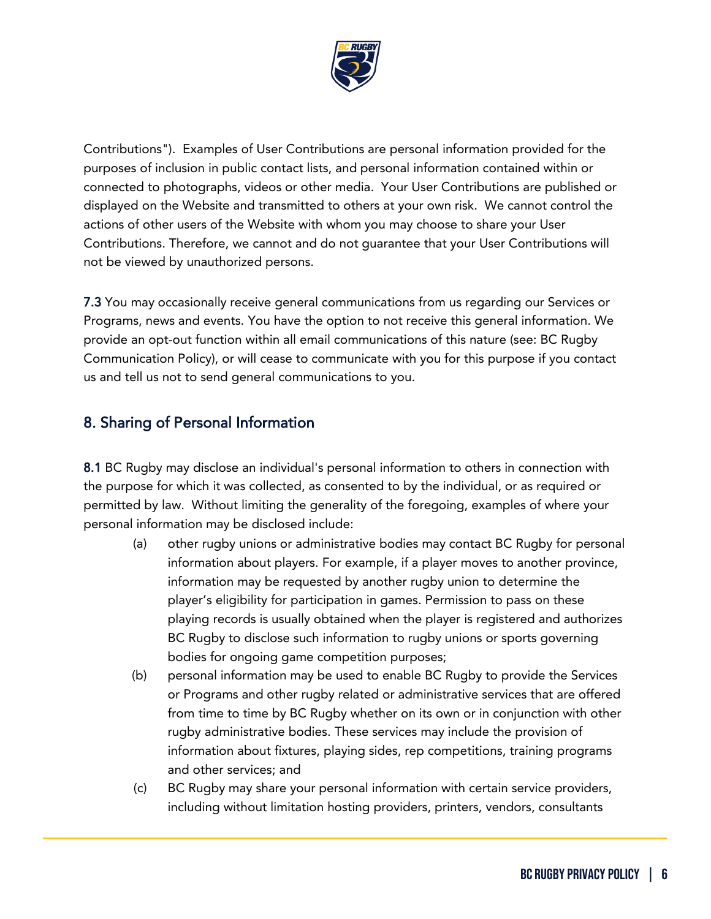Contributions"). Examples of User Contributions are personal information provided for the purposes of inclusion in public contact lists, and personal information contained within or connected to photographs, videos or other media. Your User Contributions are published or displayed on the Website and transmitted to others at your own risk. We cannot control the actions of other users of the Website with whom you may choose to share your User Contributions. Therefore, we cannot and do not guarantee that your User Contributions will not be viewed by unauthorized persons.

**7.3** You may occasionally receive general communications from us regarding our Services or Programs, news and events. You have the option to not receive this general information. We provide an opt-out function within all email communications of this nature (see: BC Rugby Communication Policy), or will cease to communicate with you for this purpose if you contact us and tell us not to send general communications to you.

## 8. Sharing of Personal Information

**8.1** BC Rugby may disclose an individual's personal information to others in connection with the purpose for which it was collected, as consented to by the individual, or as required or permitted by law. Without limiting the generality of the foregoing, examples of where your personal information may be disclosed include:

(a) other rugby unions or administrative bodies may contact BC Rugby for personal information about players. For example, if a player moves to another province, information may be requested by another rugby union to determine the player's eligibility for participation in games. Permission to pass on these playing records is usually obtained when the player is registered and authorizes BC Rugby to disclose such information to rugby unions or sports governing bodies for ongoing game competition purposes;

(b) personal information may be used to enable BC Rugby to provide the Services or Programs and other rugby related or administrative services that are offered from time to time by BC Rugby whether on its own or in conjunction with other rugby administrative bodies. These services may include the provision of information about fixtures, playing sides, rep competitions, training programs and other services; and

(c) BC Rugby may share your personal information with certain service providers, including without limitation hosting providers, printers, vendors, consultants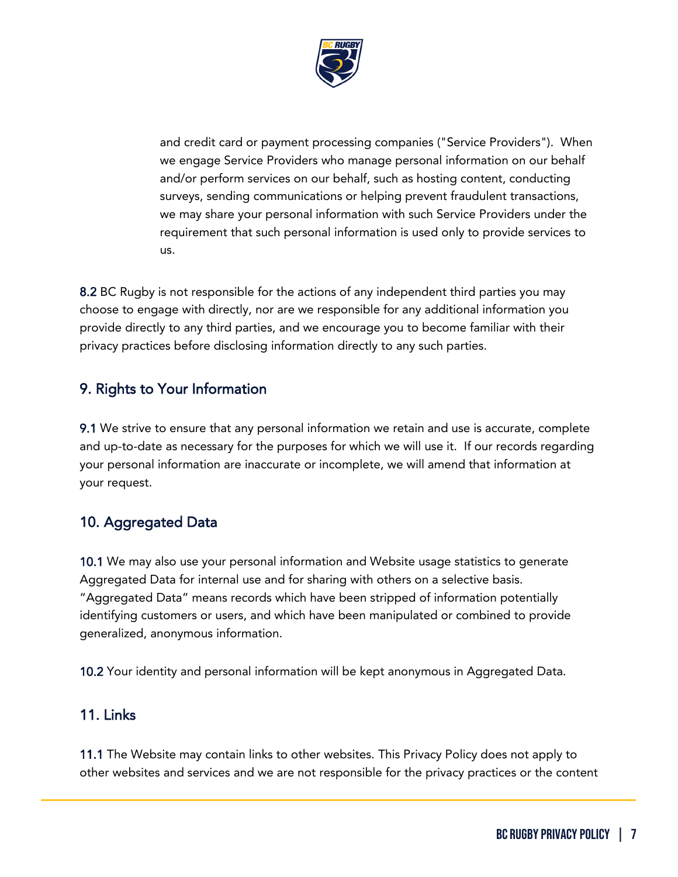and credit card or payment processing companies ("Service Providers"). When we engage Service Providers who manage personal information on our behalf and/or perform services on our behalf, such as hosting content, conducting surveys, sending communications or helping prevent fraudulent transactions, we may share your personal information with such Service Providers under the requirement that such personal information is used only to provide services to us.

8.2 BC Rugby is not responsible for the actions of any independent third parties you may choose to engage with directly, nor are we responsible for any additional information you provide directly to any third parties, and we encourage you to become familiar with their privacy practices before disclosing information directly to any such parties.

## 9. Rights to Your Information

9.1 We strive to ensure that any personal information we retain and use is accurate, complete and up-to-date as necessary for the purposes for which we will use it. If our records regarding your personal information are inaccurate or incomplete, we will amend that information at your request.

## 10. Aggregated Data

10.1 We may also use your personal information and Website usage statistics to generate Aggregated Data for internal use and for sharing with others on a selective basis. "Aggregated Data" means records which have been stripped of information potentially identifying customers or users, and which have been manipulated or combined to provide generalized, anonymous information.

10.2 Your identity and personal information will be kept anonymous in Aggregated Data.

## 11. Links

11.1 The Website may contain links to other websites. This Privacy Policy does not apply to other websites and services and we are not responsible for the privacy practices or the content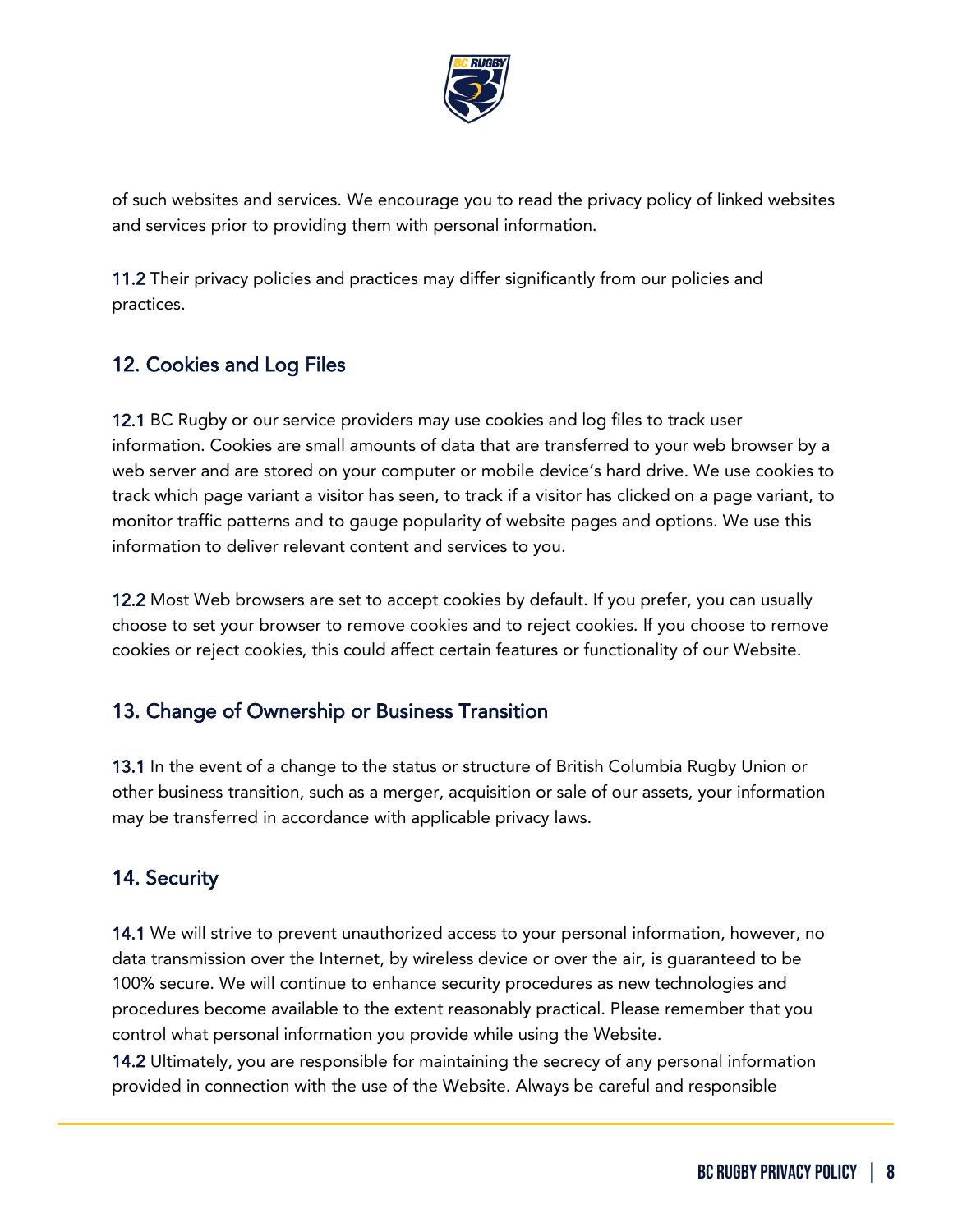of such websites and services. We encourage you to read the privacy policy of linked websites and services prior to providing them with personal information.

11.2 Their privacy policies and practices may differ significantly from our policies and practices.

## 12. Cookies and Log Files

12.1 BC Rugby or our service providers may use cookies and log files to track user information. Cookies are small amounts of data that are transferred to your web browser by a web server and are stored on your computer or mobile device's hard drive. We use cookies to track which page variant a visitor has seen, to track if a visitor has clicked on a page variant, to monitor traffic patterns and to gauge popularity of website pages and options. We use this information to deliver relevant content and services to you.

12.2 Most Web browsers are set to accept cookies by default. If you prefer, you can usually choose to set your browser to remove cookies and to reject cookies. If you choose to remove cookies or reject cookies, this could affect certain features or functionality of our Website.

## 13. Change of Ownership or Business Transition

13.1 In the event of a change to the status or structure of British Columbia Rugby Union or other business transition, such as a merger, acquisition or sale of our assets, your information may be transferred in accordance with applicable privacy laws.

## 14. Security

14.1 We will strive to prevent unauthorized access to your personal information, however, no data transmission over the Internet, by wireless device or over the air, is guaranteed to be 100% secure. We will continue to enhance security procedures as new technologies and procedures become available to the extent reasonably practical. Please remember that you control what personal information you provide while using the Website.

14.2 Ultimately, you are responsible for maintaining the secrecy of any personal information provided in connection with the use of the Website. Always be careful and responsible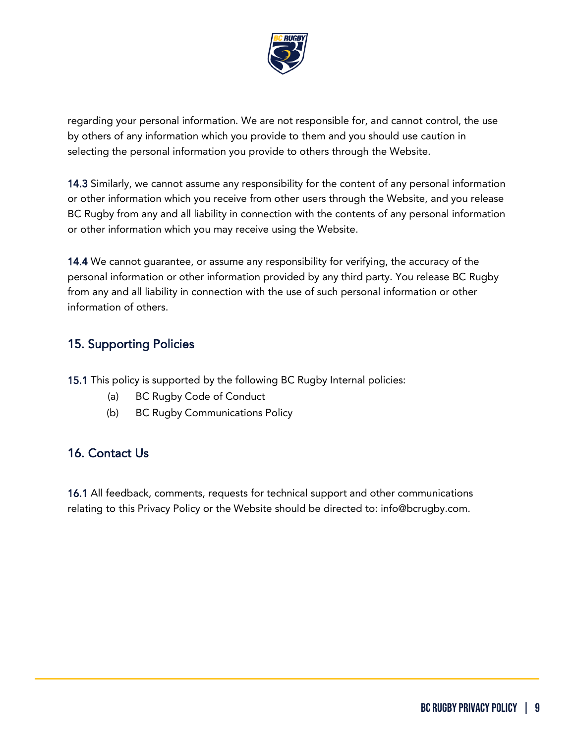regarding your personal information. We are not responsible for, and cannot control, the use by others of any information which you provide to them and you should use caution in selecting the personal information you provide to others through the Website.

**14.3** Similarly, we cannot assume any responsibility for the content of any personal information or other information which you receive from other users through the Website, and you release BC Rugby from any and all liability in connection with the contents of any personal information or other information which you may receive using the Website.

**14.4** We cannot guarantee, or assume any responsibility for verifying, the accuracy of the personal information or other information provided by any third party. You release BC Rugby from any and all liability in connection with the use of such personal information or other information of others.

## 15. Supporting Policies

**15.1** This policy is supported by the following BC Rugby Internal policies:

- (a) BC Rugby Code of Conduct
- (b) BC Rugby Communications Policy

## 16. Contact Us

**16.1** All feedback, comments, requests for technical support and other communications relating to this Privacy Policy or the Website should be directed to: info@bcrugby.com.